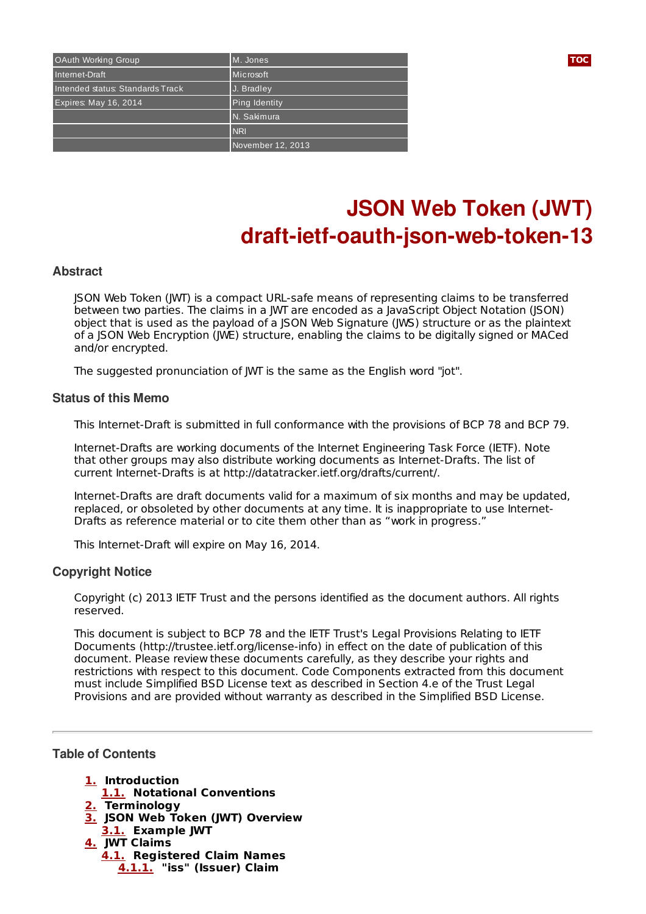| OAuth Working Group | M. Jones |
| --- | --- |
| Internet-Draft | Microsoft |
| Intended status: Standards Track | J. Bradley |
| Expires: May 16, 2014 | Ping Identity |
| | N. Sakimura |
| | NRI |
| | November 12, 2013 |

# JSON Web Token (JWT)
# draft-ietf-oauth-json-web-token-13

## Abstract

JSON Web Token (JWT) is a compact URL-safe means of representing claims to be transferred between two parties. The claims in a JWT are encoded as a JavaScript Object Notation (JSON) object that is used as the payload of a JSON Web Signature (JWS) structure or as the plaintext of a JSON Web Encryption (JWE) structure, enabling the claims to be digitally signed or MACed and/or encrypted.

The suggested pronunciation of JWT is the same as the English word "jot".

## Status of this Memo

This Internet-Draft is submitted in full conformance with the provisions of BCP 78 and BCP 79.

Internet-Drafts are working documents of the Internet Engineering Task Force (IETF). Note that other groups may also distribute working documents as Internet-Drafts. The list of current Internet-Drafts is at http://datatracker.ietf.org/drafts/current/.

Internet-Drafts are draft documents valid for a maximum of six months and may be updated, replaced, or obsoleted by other documents at any time. It is inappropriate to use Internet-Drafts as reference material or to cite them other than as “work in progress.”

This Internet-Draft will expire on May 16, 2014.

## Copyright Notice

Copyright (c) 2013 IETF Trust and the persons identified as the document authors. All rights reserved.

This document is subject to BCP 78 and the IETF Trust's Legal Provisions Relating to IETF Documents (http://trustee.ietf.org/license-info) in effect on the date of publication of this document. Please review these documents carefully, as they describe your rights and restrictions with respect to this document. Code Components extracted from this document must include Simplified BSD License text as described in Section 4.e of the Trust Legal Provisions and are provided without warranty as described in the Simplified BSD License.

---

## Table of Contents

- **1.** **Introduction**
  - **1.1.** **Notational Conventions**
- **2.** **Terminology**
- **3.** **JSON Web Token (JWT) Overview**
  - **3.1.** **Example JWT**
- **4.** **JWT Claims**
  - **4.1.** **Registered Claim Names**
    - **4.1.1.** **"iss" (Issuer) Claim**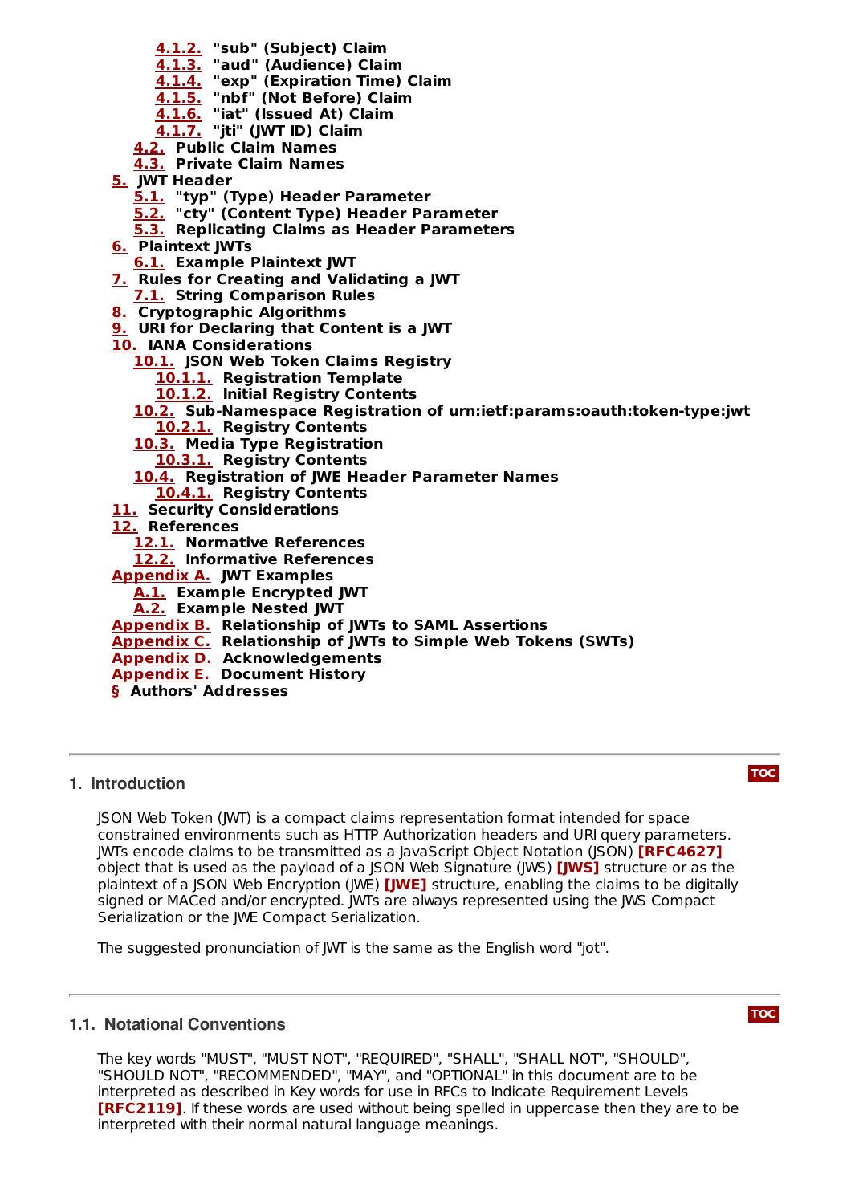- 4.1.2. "sub" (Subject) Claim
- 4.1.3. "aud" (Audience) Claim
- 4.1.4. "exp" (Expiration Time) Claim
- 4.1.5. "nbf" (Not Before) Claim
- 4.1.6. "iat" (Issued At) Claim
- 4.1.7. "jti" (JWT ID) Claim
- 4.2. Public Claim Names
- 4.3. Private Claim Names
- 5. JWT Header
  - 5.1. "typ" (Type) Header Parameter
  - 5.2. "cty" (Content Type) Header Parameter
  - 5.3. Replicating Claims as Header Parameters
- 6. Plaintext JWTs
  - 6.1. Example Plaintext JWT
- 7. Rules for Creating and Validating a JWT
  - 7.1. String Comparison Rules
- 8. Cryptographic Algorithms
- 9. URI for Declaring that Content is a JWT
- 10. IANA Considerations
  - 10.1. JSON Web Token Claims Registry
    - 10.1.1. Registration Template
    - 10.1.2. Initial Registry Contents
  - 10.2. Sub-Namespace Registration of urn:ietf:params:oauth:token-type:jwt
    - 10.2.1. Registry Contents
  - 10.3. Media Type Registration
    - 10.3.1. Registry Contents
  - 10.4. Registration of JWE Header Parameter Names
    - 10.4.1. Registry Contents
- 11. Security Considerations
- 12. References
  - 12.1. Normative References
  - 12.2. Informative References
- Appendix A. JWT Examples
  - A.1. Example Encrypted JWT
  - A.2. Example Nested JWT
- Appendix B. Relationship of JWTs to SAML Assertions
- Appendix C. Relationship of JWTs to Simple Web Tokens (SWTs)
- Appendix D. Acknowledgements
- Appendix E. Document History
- § Authors' Addresses

---

## 1. Introduction

JSON Web Token (JWT) is a compact claims representation format intended for space constrained environments such as HTTP Authorization headers and URI query parameters. JWTs encode claims to be transmitted as a JavaScript Object Notation (JSON) **[RFC4627]** object that is used as the payload of a JSON Web Signature (JWS) **[JWS]** structure or as the plaintext of a JSON Web Encryption (JWE) **[JWE]** structure, enabling the claims to be digitally signed or MACed and/or encrypted. JWTs are always represented using the JWS Compact Serialization or the JWE Compact Serialization.

The suggested pronunciation of JWT is the same as the English word "jot".

---

### 1.1. Notational Conventions

The key words "MUST", "MUST NOT", "REQUIRED", "SHALL", "SHALL NOT", "SHOULD", "SHOULD NOT", "RECOMMENDED", "MAY", and "OPTIONAL" in this document are to be interpreted as described in Key words for use in RFCs to Indicate Requirement Levels **[RFC2119]**. If these words are used without being spelled in uppercase then they are to be interpreted with their normal natural language meanings.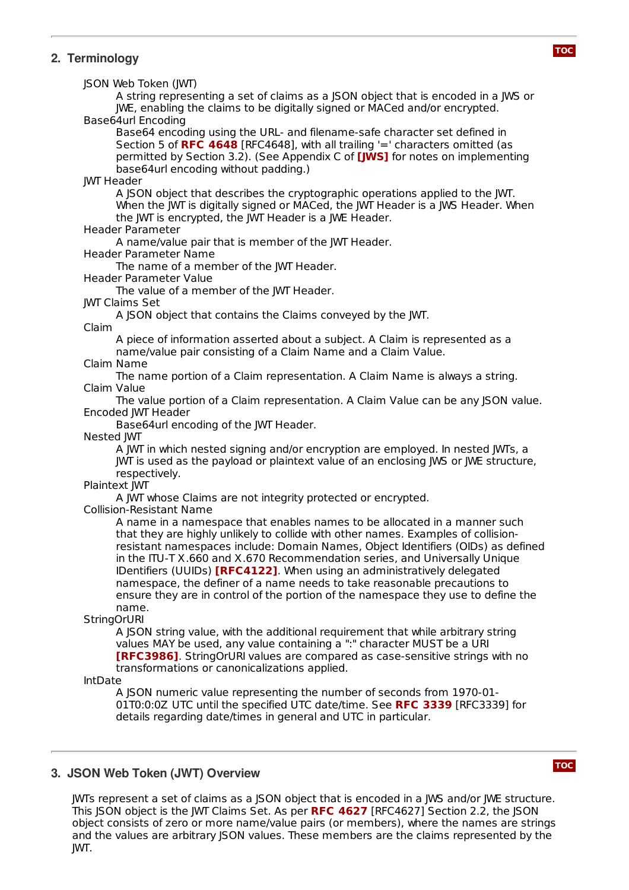## 2. Terminology

JSON Web Token (JWT)
: A string representing a set of claims as a JSON object that is encoded in a JWS or JWE, enabling the claims to be digitally signed or MACed and/or encrypted.

Base64url Encoding
: Base64 encoding using the URL- and filename-safe character set defined in Section 5 of **RFC 4648** [RFC4648], with all trailing '=' characters omitted (as permitted by Section 3.2). (See Appendix C of **[JWS]** for notes on implementing base64url encoding without padding.)

JWT Header
: A JSON object that describes the cryptographic operations applied to the JWT. When the JWT is digitally signed or MACed, the JWT Header is a JWS Header. When the JWT is encrypted, the JWT Header is a JWE Header.

Header Parameter
: A name/value pair that is member of the JWT Header.

Header Parameter Name
: The name of a member of the JWT Header.

Header Parameter Value
: The value of a member of the JWT Header.

JWT Claims Set
: A JSON object that contains the Claims conveyed by the JWT.

Claim
: A piece of information asserted about a subject. A Claim is represented as a name/value pair consisting of a Claim Name and a Claim Value.

Claim Name
: The name portion of a Claim representation. A Claim Name is always a string.

Claim Value
: The value portion of a Claim representation. A Claim Value can be any JSON value.

Encoded JWT Header
: Base64url encoding of the JWT Header.

Nested JWT
: A JWT in which nested signing and/or encryption are employed. In nested JWTs, a JWT is used as the payload or plaintext value of an enclosing JWS or JWE structure, respectively.

Plaintext JWT
: A JWT whose Claims are not integrity protected or encrypted.

Collision-Resistant Name
: A name in a namespace that enables names to be allocated in a manner such that they are highly unlikely to collide with other names. Examples of collision-resistant namespaces include: Domain Names, Object Identifiers (OIDs) as defined in the ITU-T X.660 and X.670 Recommendation series, and Universally Unique IDentifiers (UUIDs) **[RFC4122]**. When using an administratively delegated namespace, the definer of a name needs to take reasonable precautions to ensure they are in control of the portion of the namespace they use to define the name.

StringOrURI
: A JSON string value, with the additional requirement that while arbitrary string values MAY be used, any value containing a ":" character MUST be a URI **[RFC3986]**. StringOrURI values are compared as case-sensitive strings with no transformations or canonicalizations applied.

IntDate
: A JSON numeric value representing the number of seconds from 1970-01-01T0:0:0Z UTC until the specified UTC date/time. See **RFC 3339** [RFC3339] for details regarding date/times in general and UTC in particular.

## 3. JSON Web Token (JWT) Overview

JWTs represent a set of claims as a JSON object that is encoded in a JWS and/or JWE structure. This JSON object is the JWT Claims Set. As per **RFC 4627** [RFC4627] Section 2.2, the JSON object consists of zero or more name/value pairs (or members), where the names are strings and the values are arbitrary JSON values. These members are the claims represented by the JWT.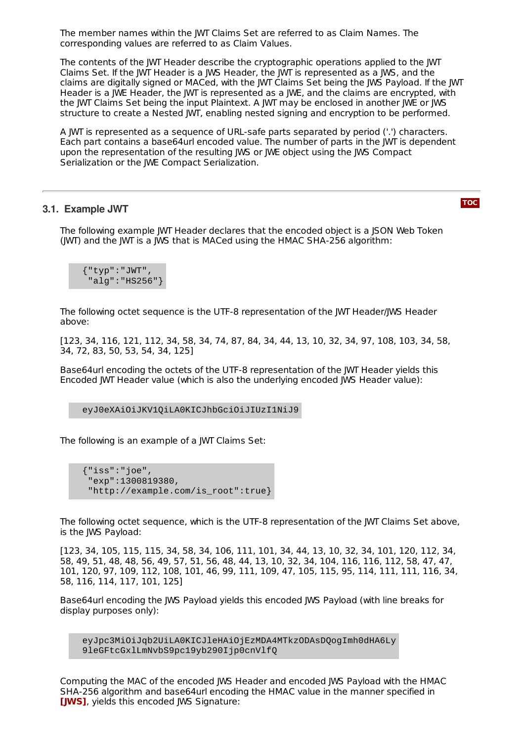The member names within the JWT Claims Set are referred to as Claim Names. The corresponding values are referred to as Claim Values.

The contents of the JWT Header describe the cryptographic operations applied to the JWT Claims Set. If the JWT Header is a JWS Header, the JWT is represented as a JWS, and the claims are digitally signed or MACed, with the JWT Claims Set being the JWS Payload. If the JWT Header is a JWE Header, the JWT is represented as a JWE, and the claims are encrypted, with the JWT Claims Set being the input Plaintext. A JWT may be enclosed in another JWE or JWS structure to create a Nested JWT, enabling nested signing and encryption to be performed.

A JWT is represented as a sequence of URL-safe parts separated by period ('.') characters. Each part contains a base64url encoded value. The number of parts in the JWT is dependent upon the representation of the resulting JWS or JWE object using the JWS Compact Serialization or the JWE Compact Serialization.

---

### 3.1. Example JWT

The following example JWT Header declares that the encoded object is a JSON Web Token (JWT) and the JWT is a JWS that is MACed using the HMAC SHA-256 algorithm:

```
{"typ":"JWT",
 "alg":"HS256"}
```

The following octet sequence is the UTF-8 representation of the JWT Header/JWS Header above:

[123, 34, 116, 121, 112, 34, 58, 34, 74, 87, 84, 34, 44, 13, 10, 32, 34, 97, 108, 103, 34, 58, 34, 72, 83, 50, 53, 54, 34, 125]

Base64url encoding the octets of the UTF-8 representation of the JWT Header yields this Encoded JWT Header value (which is also the underlying encoded JWS Header value):

```
eyJ0eXAiOiJKV1QiLA0KICJhbGciOiJIUzI1NiJ9
```

The following is an example of a JWT Claims Set:

```
{"iss":"joe",
 "exp":1300819380,
 "http://example.com/is_root":true}
```

The following octet sequence, which is the UTF-8 representation of the JWT Claims Set above, is the JWS Payload:

[123, 34, 105, 115, 115, 34, 58, 34, 106, 111, 101, 34, 44, 13, 10, 32, 34, 101, 120, 112, 34, 58, 49, 51, 48, 48, 56, 49, 57, 51, 56, 48, 44, 13, 10, 32, 34, 104, 116, 116, 112, 58, 47, 47, 101, 120, 97, 109, 112, 108, 101, 46, 99, 111, 109, 47, 105, 115, 95, 114, 111, 111, 116, 34, 58, 116, 114, 117, 101, 125]

Base64url encoding the JWS Payload yields this encoded JWS Payload (with line breaks for display purposes only):

```
eyJpc3MiOiJqb2UiLA0KICJleHAiOjEzMDA4MTkzODAsDQogImh0dHA6Ly
9leGFtcGxlLmNvbS9pc19yb290Ijp0cnVlfQ
```

Computing the MAC of the encoded JWS Header and encoded JWS Payload with the HMAC SHA-256 algorithm and base64url encoding the HMAC value in the manner specified in **[JWS]**, yields this encoded JWS Signature: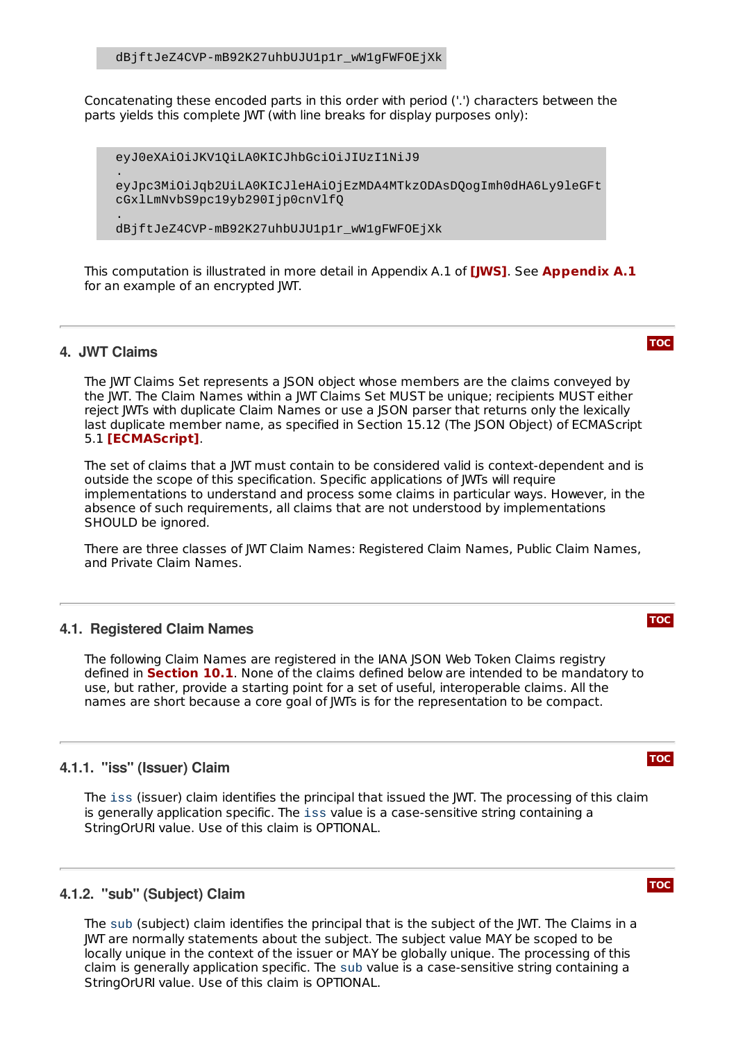```
dBjftJeZ4CVP-mB92K27uhbUJU1p1r_wW1gFWFOEjXk
```

Concatenating these encoded parts in this order with period ('.') characters between the parts yields this complete JWT (with line breaks for display purposes only):

```
eyJ0eXAiOiJKV1QiLA0KICJhbGciOiJIUzI1NiJ9
.
eyJpc3MiOiJqb2UiLA0KICJleHAiOjEzMDA4MTkzODAsDQogImh0dHA6Ly9leGFt
cGxlLmNvbS9pc19yb290Ijp0cnVlfQ
.
dBjftJeZ4CVP-mB92K27uhbUJU1p1r_wW1gFWFOEjXk
```

This computation is illustrated in more detail in Appendix A.1 of **[JWS]**. See **Appendix A.1** for an example of an encrypted JWT.

## 4. JWT Claims

The JWT Claims Set represents a JSON object whose members are the claims conveyed by the JWT. The Claim Names within a JWT Claims Set MUST be unique; recipients MUST either reject JWTs with duplicate Claim Names or use a JSON parser that returns only the lexically last duplicate member name, as specified in Section 15.12 (The JSON Object) of ECMAScript 5.1 **[ECMAScript]**.

The set of claims that a JWT must contain to be considered valid is context-dependent and is outside the scope of this specification. Specific applications of JWTs will require implementations to understand and process some claims in particular ways. However, in the absence of such requirements, all claims that are not understood by implementations SHOULD be ignored.

There are three classes of JWT Claim Names: Registered Claim Names, Public Claim Names, and Private Claim Names.

### 4.1. Registered Claim Names

The following Claim Names are registered in the IANA JSON Web Token Claims registry defined in **Section 10.1**. None of the claims defined below are intended to be mandatory to use, but rather, provide a starting point for a set of useful, interoperable claims. All the names are short because a core goal of JWTs is for the representation to be compact.

#### 4.1.1. "iss" (Issuer) Claim

The `iss` (issuer) claim identifies the principal that issued the JWT. The processing of this claim is generally application specific. The `iss` value is a case-sensitive string containing a StringOrURI value. Use of this claim is OPTIONAL.

#### 4.1.2. "sub" (Subject) Claim

The `sub` (subject) claim identifies the principal that is the subject of the JWT. The Claims in a JWT are normally statements about the subject. The subject value MAY be scoped to be locally unique in the context of the issuer or MAY be globally unique. The processing of this claim is generally application specific. The `sub` value is a case-sensitive string containing a StringOrURI value. Use of this claim is OPTIONAL.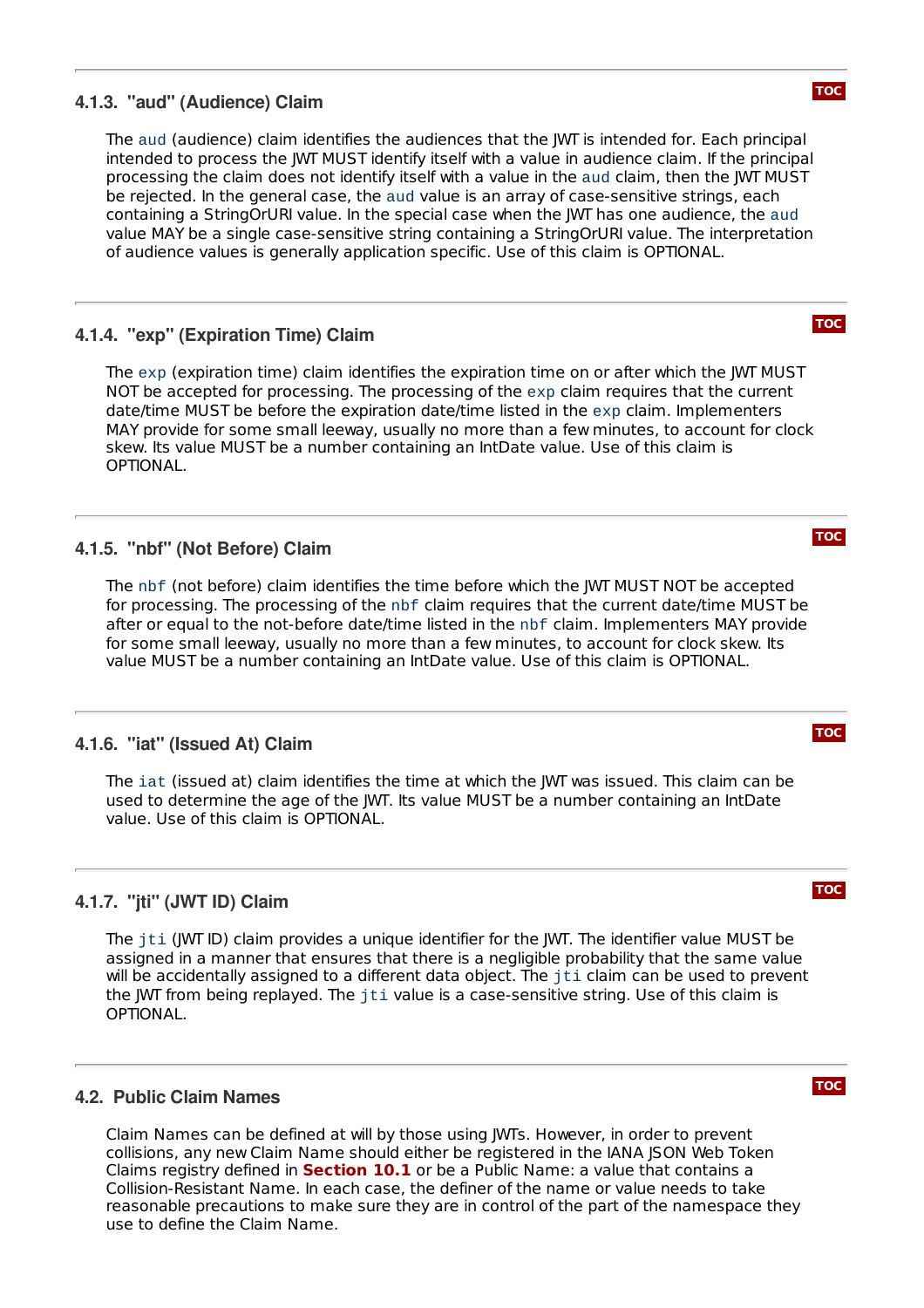### 4.1.3. "aud" (Audience) Claim

The `aud` (audience) claim identifies the audiences that the JWT is intended for. Each principal intended to process the JWT MUST identify itself with a value in audience claim. If the principal processing the claim does not identify itself with a value in the `aud` claim, then the JWT MUST be rejected. In the general case, the `aud` value is an array of case-sensitive strings, each containing a StringOrURI value. In the special case when the JWT has one audience, the `aud` value MAY be a single case-sensitive string containing a StringOrURI value. The interpretation of audience values is generally application specific. Use of this claim is OPTIONAL.

### 4.1.4. "exp" (Expiration Time) Claim

The `exp` (expiration time) claim identifies the expiration time on or after which the JWT MUST NOT be accepted for processing. The processing of the `exp` claim requires that the current date/time MUST be before the expiration date/time listed in the `exp` claim. Implementers MAY provide for some small leeway, usually no more than a few minutes, to account for clock skew. Its value MUST be a number containing an IntDate value. Use of this claim is OPTIONAL.

### 4.1.5. "nbf" (Not Before) Claim

The `nbf` (not before) claim identifies the time before which the JWT MUST NOT be accepted for processing. The processing of the `nbf` claim requires that the current date/time MUST be after or equal to the not-before date/time listed in the `nbf` claim. Implementers MAY provide for some small leeway, usually no more than a few minutes, to account for clock skew. Its value MUST be a number containing an IntDate value. Use of this claim is OPTIONAL.

### 4.1.6. "iat" (Issued At) Claim

The `iat` (issued at) claim identifies the time at which the JWT was issued. This claim can be used to determine the age of the JWT. Its value MUST be a number containing an IntDate value. Use of this claim is OPTIONAL.

### 4.1.7. "jti" (JWT ID) Claim

The `jti` (JWT ID) claim provides a unique identifier for the JWT. The identifier value MUST be assigned in a manner that ensures that there is a negligible probability that the same value will be accidentally assigned to a different data object. The `jti` claim can be used to prevent the JWT from being replayed. The `jti` value is a case-sensitive string. Use of this claim is OPTIONAL.

## 4.2. Public Claim Names

Claim Names can be defined at will by those using JWTs. However, in order to prevent collisions, any new Claim Name should either be registered in the IANA JSON Web Token Claims registry defined in **Section 10.1** or be a Public Name: a value that contains a Collision-Resistant Name. In each case, the definer of the name or value needs to take reasonable precautions to make sure they are in control of the part of the namespace they use to define the Claim Name.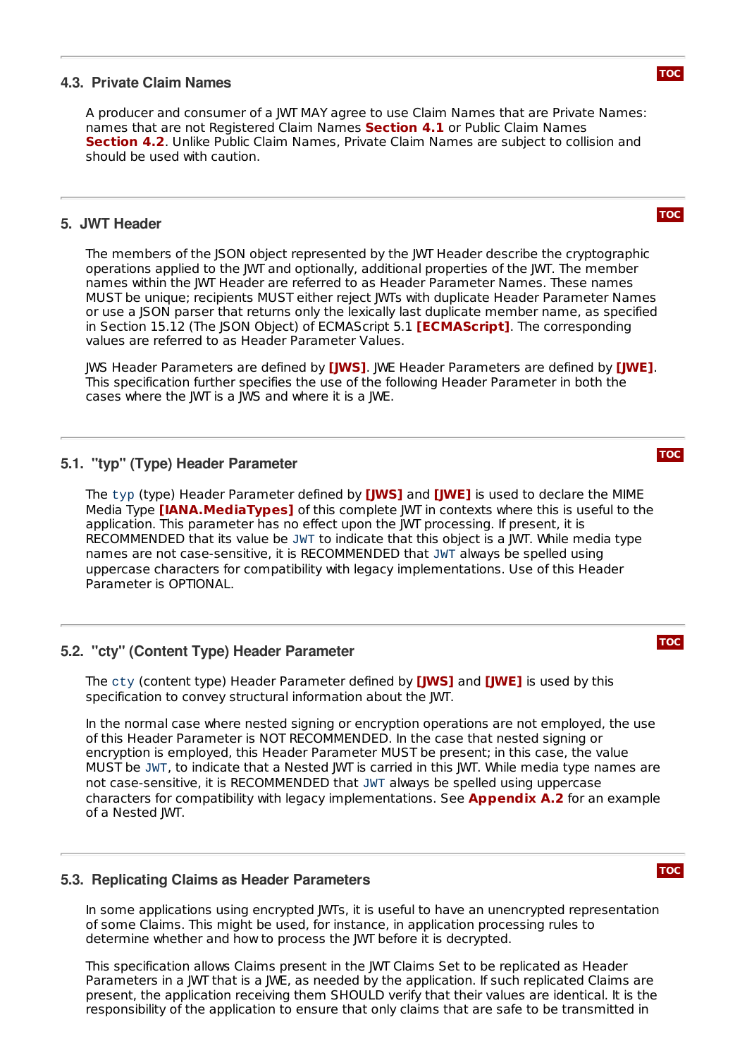### 4.3. Private Claim Names

A producer and consumer of a JWT MAY agree to use Claim Names that are Private Names: names that are not Registered Claim Names **Section 4.1** or Public Claim Names **Section 4.2**. Unlike Public Claim Names, Private Claim Names are subject to collision and should be used with caution.

## 5. JWT Header

The members of the JSON object represented by the JWT Header describe the cryptographic operations applied to the JWT and optionally, additional properties of the JWT. The member names within the JWT Header are referred to as Header Parameter Names. These names MUST be unique; recipients MUST either reject JWTs with duplicate Header Parameter Names or use a JSON parser that returns only the lexically last duplicate member name, as specified in Section 15.12 (The JSON Object) of ECMAScript 5.1 **[ECMAScript]**. The corresponding values are referred to as Header Parameter Values.

JWS Header Parameters are defined by **[JWS]**. JWE Header Parameters are defined by **[JWE]**. This specification further specifies the use of the following Header Parameter in both the cases where the JWT is a JWS and where it is a JWE.

### 5.1. "typ" (Type) Header Parameter

The `typ` (type) Header Parameter defined by **[JWS]** and **[JWE]** is used to declare the MIME Media Type **[IANA.MediaTypes]** of this complete JWT in contexts where this is useful to the application. This parameter has no effect upon the JWT processing. If present, it is RECOMMENDED that its value be `JWT` to indicate that this object is a JWT. While media type names are not case-sensitive, it is RECOMMENDED that `JWT` always be spelled using uppercase characters for compatibility with legacy implementations. Use of this Header Parameter is OPTIONAL.

### 5.2. "cty" (Content Type) Header Parameter

The `cty` (content type) Header Parameter defined by **[JWS]** and **[JWE]** is used by this specification to convey structural information about the JWT.

In the normal case where nested signing or encryption operations are not employed, the use of this Header Parameter is NOT RECOMMENDED. In the case that nested signing or encryption is employed, this Header Parameter MUST be present; in this case, the value MUST be `JWT`, to indicate that a Nested JWT is carried in this JWT. While media type names are not case-sensitive, it is RECOMMENDED that `JWT` always be spelled using uppercase characters for compatibility with legacy implementations. See **Appendix A.2** for an example of a Nested JWT.

### 5.3. Replicating Claims as Header Parameters

In some applications using encrypted JWTs, it is useful to have an unencrypted representation of some Claims. This might be used, for instance, in application processing rules to determine whether and how to process the JWT before it is decrypted.

This specification allows Claims present in the JWT Claims Set to be replicated as Header Parameters in a JWT that is a JWE, as needed by the application. If such replicated Claims are present, the application receiving them SHOULD verify that their values are identical. It is the responsibility of the application to ensure that only claims that are safe to be transmitted in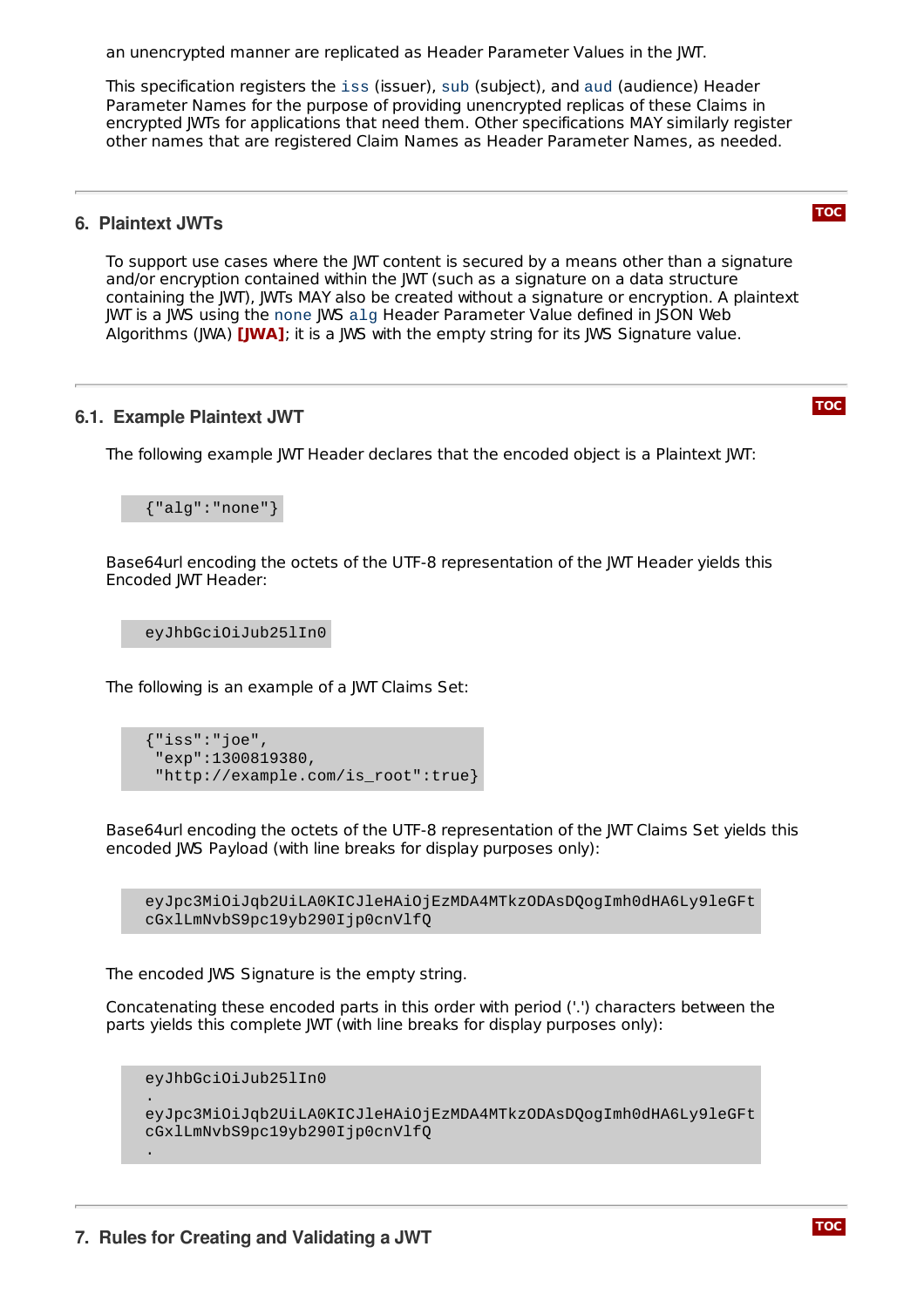an unencrypted manner are replicated as Header Parameter Values in the JWT.

This specification registers the `iss` (issuer), `sub` (subject), and `aud` (audience) Header Parameter Names for the purpose of providing unencrypted replicas of these Claims in encrypted JWTs for applications that need them. Other specifications MAY similarly register other names that are registered Claim Names as Header Parameter Names, as needed.

## 6. Plaintext JWTs

To support use cases where the JWT content is secured by a means other than a signature and/or encryption contained within the JWT (such as a signature on a data structure containing the JWT), JWTs MAY also be created without a signature or encryption. A plaintext JWT is a JWS using the `none` JWS `alg` Header Parameter Value defined in JSON Web Algorithms (JWA) **[JWA]**; it is a JWS with the empty string for its JWS Signature value.

### 6.1. Example Plaintext JWT

The following example JWT Header declares that the encoded object is a Plaintext JWT:

```
{"alg":"none"}
```

Base64url encoding the octets of the UTF-8 representation of the JWT Header yields this Encoded JWT Header:

```
eyJhbGciOiJub25lIn0
```

The following is an example of a JWT Claims Set:

```
{"iss":"joe",
 "exp":1300819380,
 "http://example.com/is_root":true}
```

Base64url encoding the octets of the UTF-8 representation of the JWT Claims Set yields this encoded JWS Payload (with line breaks for display purposes only):

```
eyJpc3MiOiJqb2UiLA0KICJleHAiOjEzMDA4MTkzODAsDQogImh0dHA6Ly9leGFt
cGxlLmNvbS9pc19yb290Ijp0cnVlfQ
```

The encoded JWS Signature is the empty string.

Concatenating these encoded parts in this order with period ('.') characters between the parts yields this complete JWT (with line breaks for display purposes only):

```
eyJhbGciOiJub25lIn0
.
eyJpc3MiOiJqb2UiLA0KICJleHAiOjEzMDA4MTkzODAsDQogImh0dHA6Ly9leGFt
cGxlLmNvbS9pc19yb290Ijp0cnVlfQ
.
```

## 7. Rules for Creating and Validating a JWT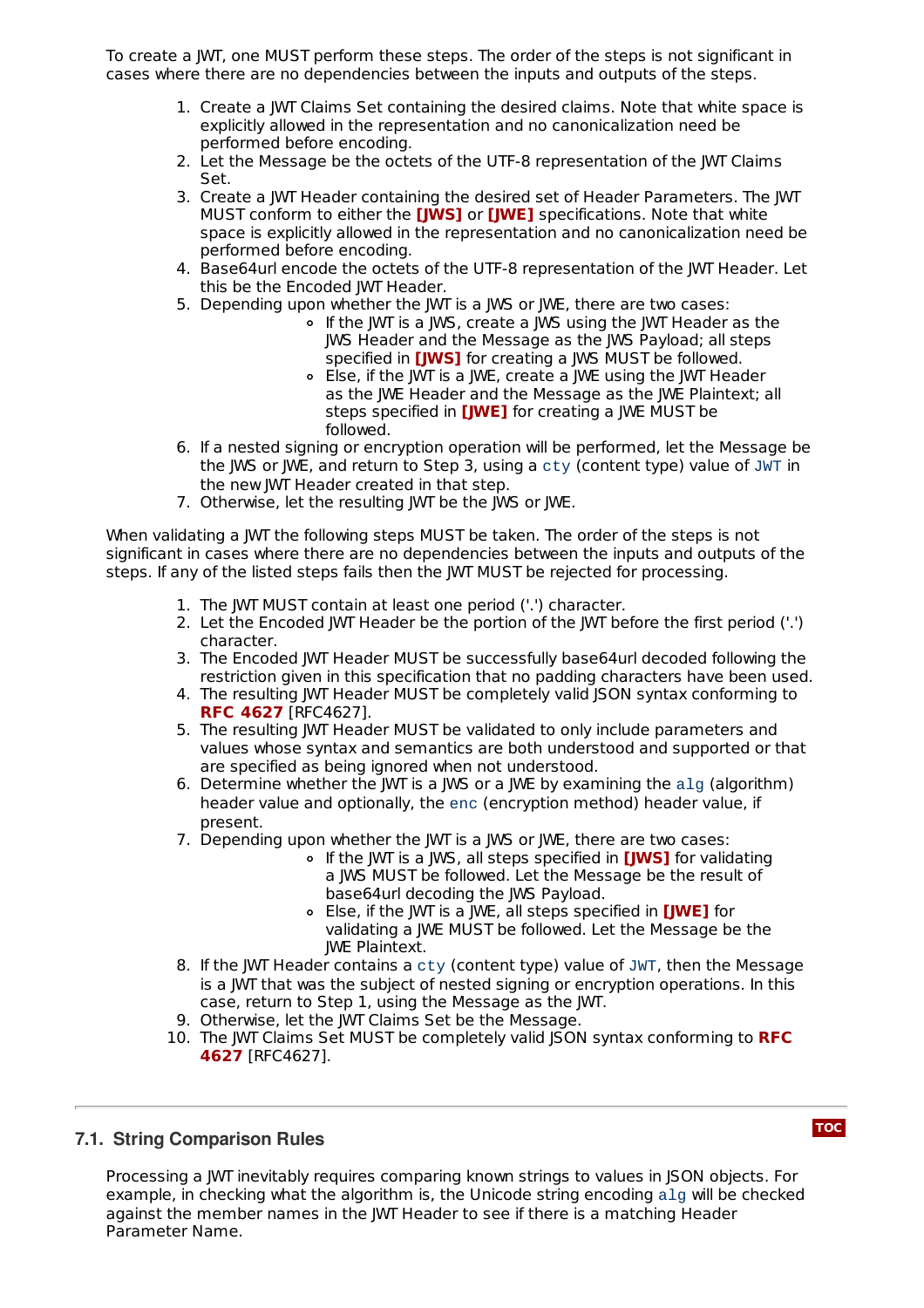To create a JWT, one MUST perform these steps. The order of the steps is not significant in cases where there are no dependencies between the inputs and outputs of the steps.

1. Create a JWT Claims Set containing the desired claims. Note that white space is explicitly allowed in the representation and no canonicalization need be performed before encoding.
2. Let the Message be the octets of the UTF-8 representation of the JWT Claims Set.
3. Create a JWT Header containing the desired set of Header Parameters. The JWT MUST conform to either the **[JWS]** or **[JWE]** specifications. Note that white space is explicitly allowed in the representation and no canonicalization need be performed before encoding.
4. Base64url encode the octets of the UTF-8 representation of the JWT Header. Let this be the Encoded JWT Header.
5. Depending upon whether the JWT is a JWS or JWE, there are two cases:
   - If the JWT is a JWS, create a JWS using the JWT Header as the JWS Header and the Message as the JWS Payload; all steps specified in **[JWS]** for creating a JWS MUST be followed.
   - Else, if the JWT is a JWE, create a JWE using the JWT Header as the JWE Header and the Message as the JWE Plaintext; all steps specified in **[JWE]** for creating a JWE MUST be followed.
6. If a nested signing or encryption operation will be performed, let the Message be the JWS or JWE, and return to Step 3, using a `cty` (content type) value of `JWT` in the new JWT Header created in that step.
7. Otherwise, let the resulting JWT be the JWS or JWE.

When validating a JWT the following steps MUST be taken. The order of the steps is not significant in cases where there are no dependencies between the inputs and outputs of the steps. If any of the listed steps fails then the JWT MUST be rejected for processing.

1. The JWT MUST contain at least one period ('.') character.
2. Let the Encoded JWT Header be the portion of the JWT before the first period ('.') character.
3. The Encoded JWT Header MUST be successfully base64url decoded following the restriction given in this specification that no padding characters have been used.
4. The resulting JWT Header MUST be completely valid JSON syntax conforming to **RFC 4627** [RFC4627].
5. The resulting JWT Header MUST be validated to only include parameters and values whose syntax and semantics are both understood and supported or that are specified as being ignored when not understood.
6. Determine whether the JWT is a JWS or a JWE by examining the `alg` (algorithm) header value and optionally, the `enc` (encryption method) header value, if present.
7. Depending upon whether the JWT is a JWS or JWE, there are two cases:
   - If the JWT is a JWS, all steps specified in **[JWS]** for validating a JWS MUST be followed. Let the Message be the result of base64url decoding the JWS Payload.
   - Else, if the JWT is a JWE, all steps specified in **[JWE]** for validating a JWE MUST be followed. Let the Message be the JWE Plaintext.
8. If the JWT Header contains a `cty` (content type) value of `JWT`, then the Message is a JWT that was the subject of nested signing or encryption operations. In this case, return to Step 1, using the Message as the JWT.
9. Otherwise, let the JWT Claims Set be the Message.
10. The JWT Claims Set MUST be completely valid JSON syntax conforming to **RFC 4627** [RFC4627].

## 7.1. String Comparison Rules

Processing a JWT inevitably requires comparing known strings to values in JSON objects. For example, in checking what the algorithm is, the Unicode string encoding `alg` will be checked against the member names in the JWT Header to see if there is a matching Header Parameter Name.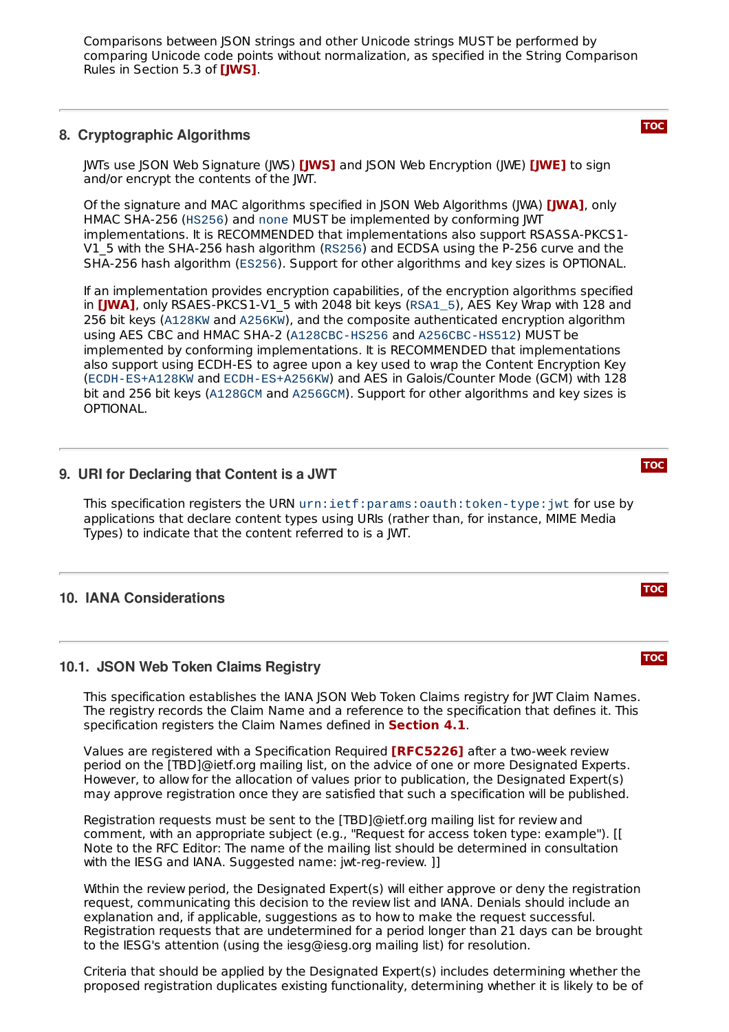Comparisons between JSON strings and other Unicode strings MUST be performed by comparing Unicode code points without normalization, as specified in the String Comparison Rules in Section 5.3 of **[JWS]**.

## 8. Cryptographic Algorithms

JWTs use JSON Web Signature (JWS) **[JWS]** and JSON Web Encryption (JWE) **[JWE]** to sign and/or encrypt the contents of the JWT.

Of the signature and MAC algorithms specified in JSON Web Algorithms (JWA) **[JWA]**, only HMAC SHA-256 (`HS256`) and `none` MUST be implemented by conforming JWT implementations. It is RECOMMENDED that implementations also support RSASSA-PKCS1-V1_5 with the SHA-256 hash algorithm (`RS256`) and ECDSA using the P-256 curve and the SHA-256 hash algorithm (`ES256`). Support for other algorithms and key sizes is OPTIONAL.

If an implementation provides encryption capabilities, of the encryption algorithms specified in **[JWA]**, only RSAES-PKCS1-V1_5 with 2048 bit keys (`RSA1_5`), AES Key Wrap with 128 and 256 bit keys (`A128KW` and `A256KW`), and the composite authenticated encryption algorithm using AES CBC and HMAC SHA-2 (`A128CBC-HS256` and `A256CBC-HS512`) MUST be implemented by conforming implementations. It is RECOMMENDED that implementations also support using ECDH-ES to agree upon a key used to wrap the Content Encryption Key (`ECDH-ES+A128KW` and `ECDH-ES+A256KW`) and AES in Galois/Counter Mode (GCM) with 128 bit and 256 bit keys (`A128GCM` and `A256GCM`). Support for other algorithms and key sizes is OPTIONAL.

## 9. URI for Declaring that Content is a JWT

This specification registers the URN `urn:ietf:params:oauth:token-type:jwt` for use by applications that declare content types using URIs (rather than, for instance, MIME Media Types) to indicate that the content referred to is a JWT.

## 10. IANA Considerations

### 10.1. JSON Web Token Claims Registry

This specification establishes the IANA JSON Web Token Claims registry for JWT Claim Names. The registry records the Claim Name and a reference to the specification that defines it. This specification registers the Claim Names defined in **Section 4.1**.

Values are registered with a Specification Required **[RFC5226]** after a two-week review period on the [TBD]@ietf.org mailing list, on the advice of one or more Designated Experts. However, to allow for the allocation of values prior to publication, the Designated Expert(s) may approve registration once they are satisfied that such a specification will be published.

Registration requests must be sent to the [TBD]@ietf.org mailing list for review and comment, with an appropriate subject (e.g., "Request for access token type: example"). [[ Note to the RFC Editor: The name of the mailing list should be determined in consultation with the IESG and IANA. Suggested name: jwt-reg-review. ]]

Within the review period, the Designated Expert(s) will either approve or deny the registration request, communicating this decision to the review list and IANA. Denials should include an explanation and, if applicable, suggestions as to how to make the request successful. Registration requests that are undetermined for a period longer than 21 days can be brought to the IESG's attention (using the iesg@iesg.org mailing list) for resolution.

Criteria that should be applied by the Designated Expert(s) includes determining whether the proposed registration duplicates existing functionality, determining whether it is likely to be of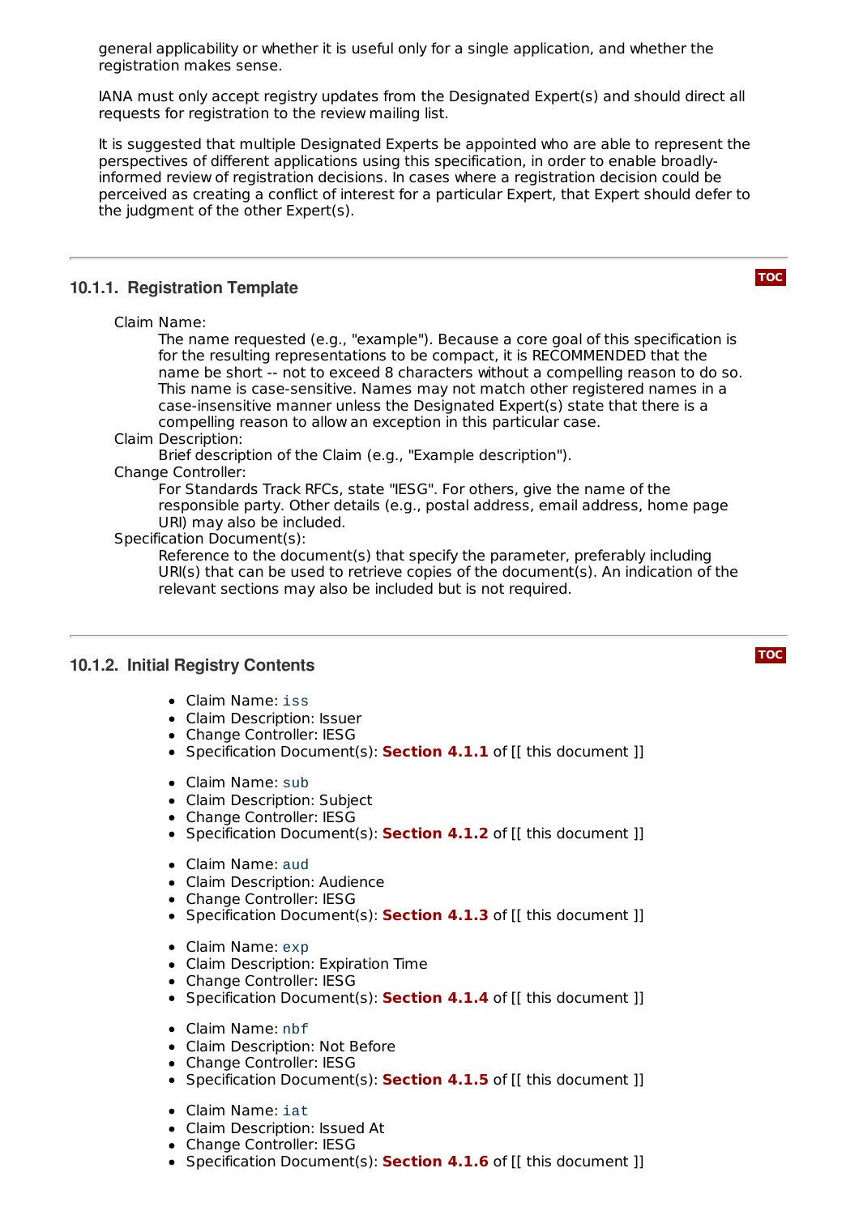general applicability or whether it is useful only for a single application, and whether the registration makes sense.

IANA must only accept registry updates from the Designated Expert(s) and should direct all requests for registration to the review mailing list.

It is suggested that multiple Designated Experts be appointed who are able to represent the perspectives of different applications using this specification, in order to enable broadly-informed review of registration decisions. In cases where a registration decision could be perceived as creating a conflict of interest for a particular Expert, that Expert should defer to the judgment of the other Expert(s).

### 10.1.1. Registration Template

Claim Name:
: The name requested (e.g., "example"). Because a core goal of this specification is for the resulting representations to be compact, it is RECOMMENDED that the name be short -- not to exceed 8 characters without a compelling reason to do so. This name is case-sensitive. Names may not match other registered names in a case-insensitive manner unless the Designated Expert(s) state that there is a compelling reason to allow an exception in this particular case.

Claim Description:
: Brief description of the Claim (e.g., "Example description").

Change Controller:
: For Standards Track RFCs, state "IESG". For others, give the name of the responsible party. Other details (e.g., postal address, email address, home page URI) may also be included.

Specification Document(s):
: Reference to the document(s) that specify the parameter, preferably including URI(s) that can be used to retrieve copies of the document(s). An indication of the relevant sections may also be included but is not required.

### 10.1.2. Initial Registry Contents

- Claim Name: `iss`
- Claim Description: Issuer
- Change Controller: IESG
- Specification Document(s): **Section 4.1.1** of [[ this document ]]

- Claim Name: `sub`
- Claim Description: Subject
- Change Controller: IESG
- Specification Document(s): **Section 4.1.2** of [[ this document ]]

- Claim Name: `aud`
- Claim Description: Audience
- Change Controller: IESG
- Specification Document(s): **Section 4.1.3** of [[ this document ]]

- Claim Name: `exp`
- Claim Description: Expiration Time
- Change Controller: IESG
- Specification Document(s): **Section 4.1.4** of [[ this document ]]

- Claim Name: `nbf`
- Claim Description: Not Before
- Change Controller: IESG
- Specification Document(s): **Section 4.1.5** of [[ this document ]]

- Claim Name: `iat`
- Claim Description: Issued At
- Change Controller: IESG
- Specification Document(s): **Section 4.1.6** of [[ this document ]]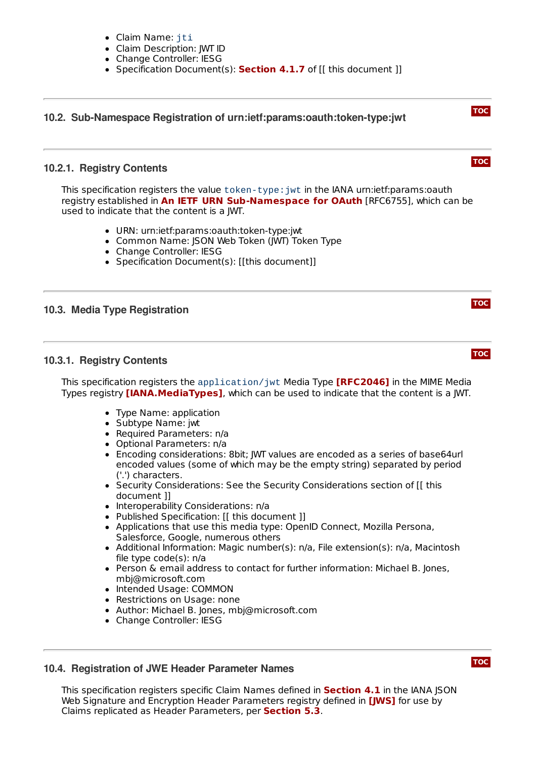- Claim Name: `jti`
- Claim Description: JWT ID
- Change Controller: IESG
- Specification Document(s): **Section 4.1.7** of [[ this document ]]

## 10.2. Sub-Namespace Registration of urn:ietf:params:oauth:token-type:jwt

### 10.2.1. Registry Contents

This specification registers the value `token-type:jwt` in the IANA urn:ietf:params:oauth registry established in **An IETF URN Sub-Namespace for OAuth** [RFC6755], which can be used to indicate that the content is a JWT.

- URN: urn:ietf:params:oauth:token-type:jwt
- Common Name: JSON Web Token (JWT) Token Type
- Change Controller: IESG
- Specification Document(s): [[this document]]

## 10.3. Media Type Registration

### 10.3.1. Registry Contents

This specification registers the `application/jwt` Media Type **[RFC2046]** in the MIME Media Types registry **[IANA.MediaTypes]**, which can be used to indicate that the content is a JWT.

- Type Name: application
- Subtype Name: jwt
- Required Parameters: n/a
- Optional Parameters: n/a
- Encoding considerations: 8bit; JWT values are encoded as a series of base64url encoded values (some of which may be the empty string) separated by period ('.') characters.
- Security Considerations: See the Security Considerations section of [[ this document ]]
- Interoperability Considerations: n/a
- Published Specification: [[ this document ]]
- Applications that use this media type: OpenID Connect, Mozilla Persona, Salesforce, Google, numerous others
- Additional Information: Magic number(s): n/a, File extension(s): n/a, Macintosh file type code(s): n/a
- Person & email address to contact for further information: Michael B. Jones, mbj@microsoft.com
- Intended Usage: COMMON
- Restrictions on Usage: none
- Author: Michael B. Jones, mbj@microsoft.com
- Change Controller: IESG

## 10.4. Registration of JWE Header Parameter Names

This specification registers specific Claim Names defined in **Section 4.1** in the IANA JSON Web Signature and Encryption Header Parameters registry defined in **[JWS]** for use by Claims replicated as Header Parameters, per **Section 5.3**.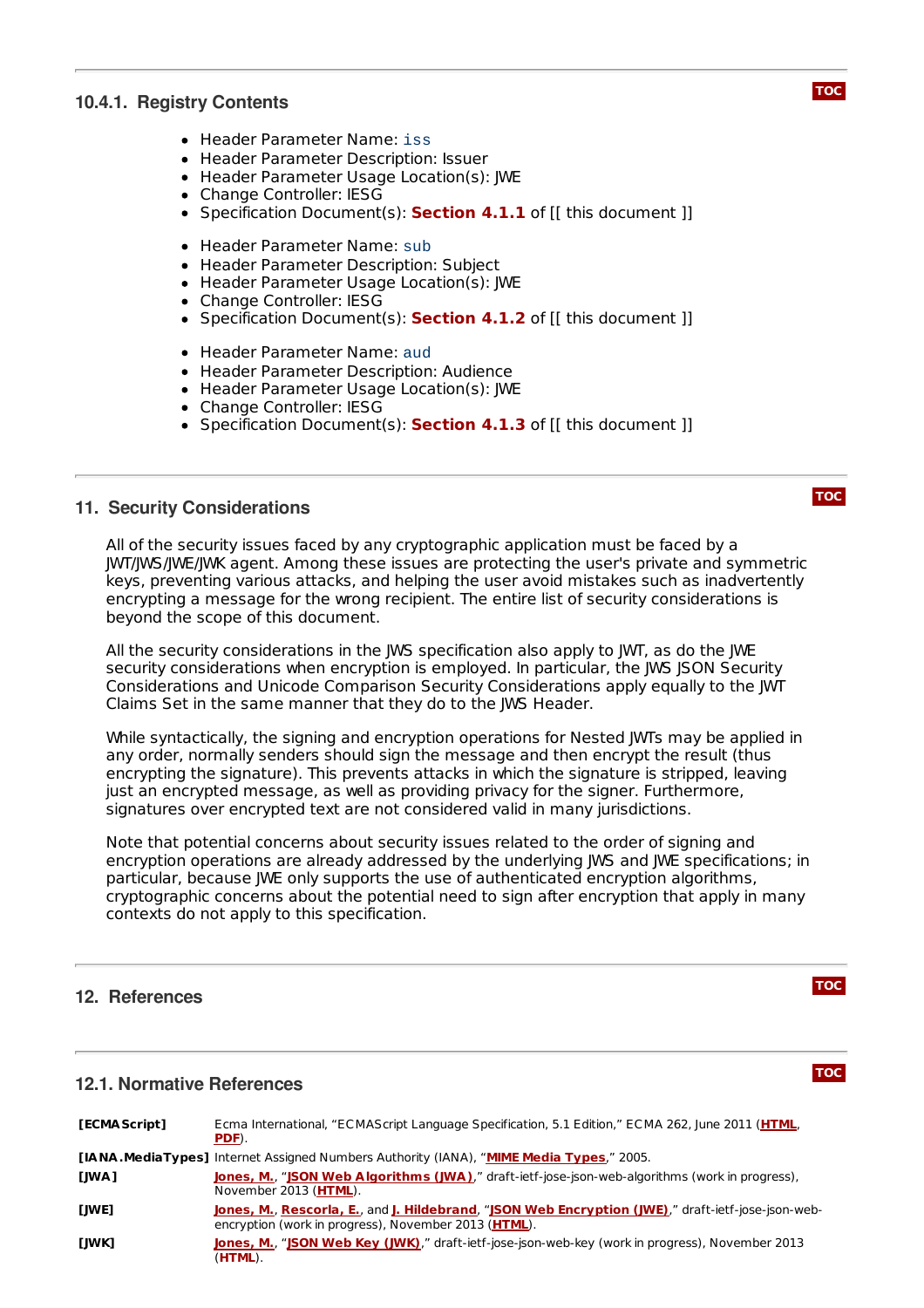### 10.4.1. Registry Contents

- Header Parameter Name: `iss`
- Header Parameter Description: Issuer
- Header Parameter Usage Location(s): JWE
- Change Controller: IESG
- Specification Document(s): **Section 4.1.1** of [[ this document ]]

- Header Parameter Name: `sub`
- Header Parameter Description: Subject
- Header Parameter Usage Location(s): JWE
- Change Controller: IESG
- Specification Document(s): **Section 4.1.2** of [[ this document ]]

- Header Parameter Name: `aud`
- Header Parameter Description: Audience
- Header Parameter Usage Location(s): JWE
- Change Controller: IESG
- Specification Document(s): **Section 4.1.3** of [[ this document ]]

## 11. Security Considerations

All of the security issues faced by any cryptographic application must be faced by a JWT/JWS/JWE/JWK agent. Among these issues are protecting the user's private and symmetric keys, preventing various attacks, and helping the user avoid mistakes such as inadvertently encrypting a message for the wrong recipient. The entire list of security considerations is beyond the scope of this document.

All the security considerations in the JWS specification also apply to JWT, as do the JWE security considerations when encryption is employed. In particular, the JWS JSON Security Considerations and Unicode Comparison Security Considerations apply equally to the JWT Claims Set in the same manner that they do to the JWS Header.

While syntactically, the signing and encryption operations for Nested JWTs may be applied in any order, normally senders should sign the message and then encrypt the result (thus encrypting the signature). This prevents attacks in which the signature is stripped, leaving just an encrypted message, as well as providing privacy for the signer. Furthermore, signatures over encrypted text are not considered valid in many jurisdictions.

Note that potential concerns about security issues related to the order of signing and encryption operations are already addressed by the underlying JWS and JWE specifications; in particular, because JWE only supports the use of authenticated encryption algorithms, cryptographic concerns about the potential need to sign after encryption that apply in many contexts do not apply to this specification.

## 12. References

### 12.1. Normative References

| | |
|---|---|
| **[ECMAScript]** | Ecma International, "ECMAScript Language Specification, 5.1 Edition," ECMA 262, June 2011 (**HTML**, **PDF**). |
| **[IANA.MediaTypes]** | Internet Assigned Numbers Authority (IANA), "**MIME Media Types**," 2005. |
| **[JWA]** | **Jones, M.**, "**JSON Web Algorithms (JWA)**," draft-ietf-jose-json-web-algorithms (work in progress), November 2013 (**HTML**). |
| **[JWE]** | **Jones, M.**, **Rescorla, E.**, and **J. Hildebrand**, "**JSON Web Encryption (JWE)**," draft-ietf-jose-json-web-encryption (work in progress), November 2013 (**HTML**). |
| **[JWK]** | **Jones, M.**, "**JSON Web Key (JWK)**," draft-ietf-jose-json-web-key (work in progress), November 2013 (**HTML**). |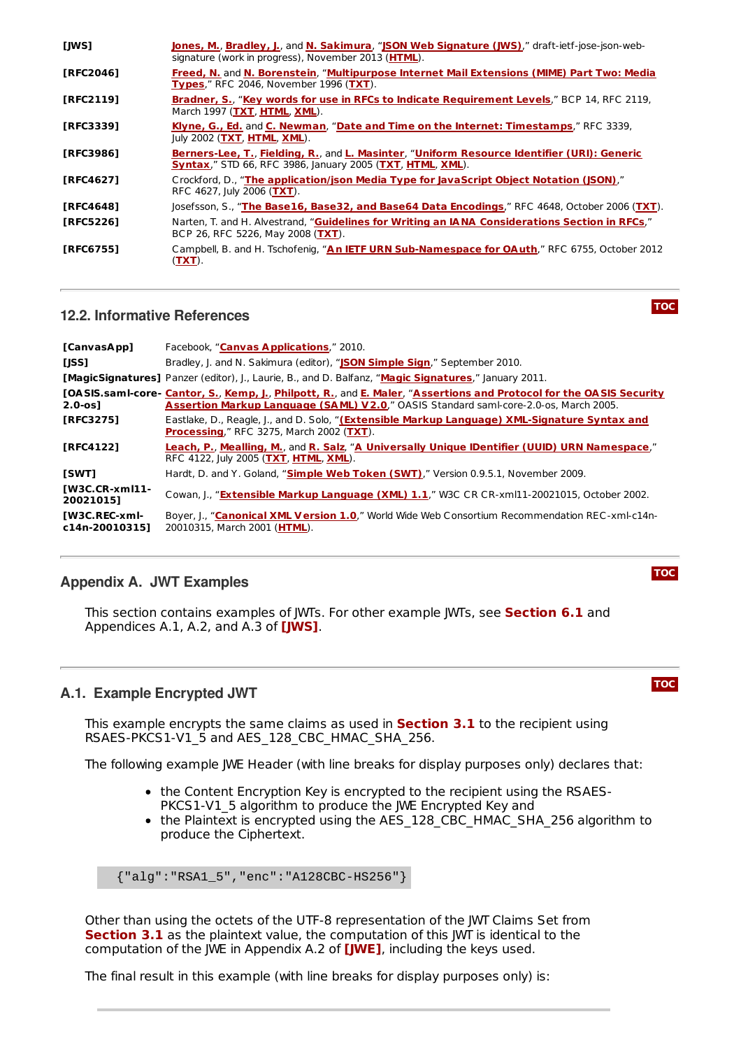| | |
|---|---|
| **[JWS]** | Jones, M., Bradley, J., and N. Sakimura, "JSON Web Signature (JWS)," draft-ietf-jose-json-web-signature (work in progress), November 2013 (HTML). |
| **[RFC2046]** | Freed, N. and N. Borenstein, "Multipurpose Internet Mail Extensions (MIME) Part Two: Media Types," RFC 2046, November 1996 (TXT). |
| **[RFC2119]** | Bradner, S., "Key words for use in RFCs to Indicate Requirement Levels," BCP 14, RFC 2119, March 1997 (TXT, HTML, XML). |
| **[RFC3339]** | Klyne, G., Ed. and C. Newman, "Date and Time on the Internet: Timestamps," RFC 3339, July 2002 (TXT, HTML, XML). |
| **[RFC3986]** | Berners-Lee, T., Fielding, R., and L. Masinter, "Uniform Resource Identifier (URI): Generic Syntax," STD 66, RFC 3986, January 2005 (TXT, HTML, XML). |
| **[RFC4627]** | Crockford, D., "The application/json Media Type for JavaScript Object Notation (JSON)," RFC 4627, July 2006 (TXT). |
| **[RFC4648]** | Josefsson, S., "The Base16, Base32, and Base64 Data Encodings," RFC 4648, October 2006 (TXT). |
| **[RFC5226]** | Narten, T. and H. Alvestrand, "Guidelines for Writing an IANA Considerations Section in RFCs," BCP 26, RFC 5226, May 2008 (TXT). |
| **[RFC6755]** | Campbell, B. and H. Tschofenig, "An IETF URN Sub-Namespace for OAuth," RFC 6755, October 2012 (TXT). |

## 12.2. Informative References

| | |
|---|---|
| **[CanvasApp]** | Facebook, "Canvas Applications," 2010. |
| **[JSS]** | Bradley, J. and N. Sakimura (editor), "JSON Simple Sign," September 2010. |
| **[MagicSignatures]** | Panzer (editor), J., Laurie, B., and D. Balfanz, "Magic Signatures," January 2011. |
| **[OASIS.saml-core-2.0-os]** | Cantor, S., Kemp, J., Philpott, R., and E. Maler, "Assertions and Protocol for the OASIS Security Assertion Markup Language (SAML) V2.0," OASIS Standard saml-core-2.0-os, March 2005. |
| **[RFC3275]** | Eastlake, D., Reagle, J., and D. Solo, "(Extensible Markup Language) XML-Signature Syntax and Processing," RFC 3275, March 2002 (TXT). |
| **[RFC4122]** | Leach, P., Mealling, M., and R. Salz, "A Universally Unique IDentifier (UUID) URN Namespace," RFC 4122, July 2005 (TXT, HTML, XML). |
| **[SWT]** | Hardt, D. and Y. Goland, "Simple Web Token (SWT)," Version 0.9.5.1, November 2009. |
| **[W3C.CR-xml11-20021015]** | Cowan, J., "Extensible Markup Language (XML) 1.1," W3C CR CR-xml11-20021015, October 2002. |
| **[W3C.REC-xml-c14n-20010315]** | Boyer, J., "Canonical XML Version 1.0," World Wide Web Consortium Recommendation REC-xml-c14n-20010315, March 2001 (HTML). |

## Appendix A. JWT Examples

This section contains examples of JWTs. For other example JWTs, see **Section 6.1** and Appendices A.1, A.2, and A.3 of **[JWS]**.

## A.1. Example Encrypted JWT

This example encrypts the same claims as used in **Section 3.1** to the recipient using RSAES-PKCS1-V1_5 and AES_128_CBC_HMAC_SHA_256.

The following example JWE Header (with line breaks for display purposes only) declares that:

- the Content Encryption Key is encrypted to the recipient using the RSAES-PKCS1-V1_5 algorithm to produce the JWE Encrypted Key and
- the Plaintext is encrypted using the AES_128_CBC_HMAC_SHA_256 algorithm to produce the Ciphertext.

```
{"alg":"RSA1_5","enc":"A128CBC-HS256"}
```

Other than using the octets of the UTF-8 representation of the JWT Claims Set from **Section 3.1** as the plaintext value, the computation of this JWT is identical to the computation of the JWE in Appendix A.2 of **[JWE]**, including the keys used.

The final result in this example (with line breaks for display purposes only) is: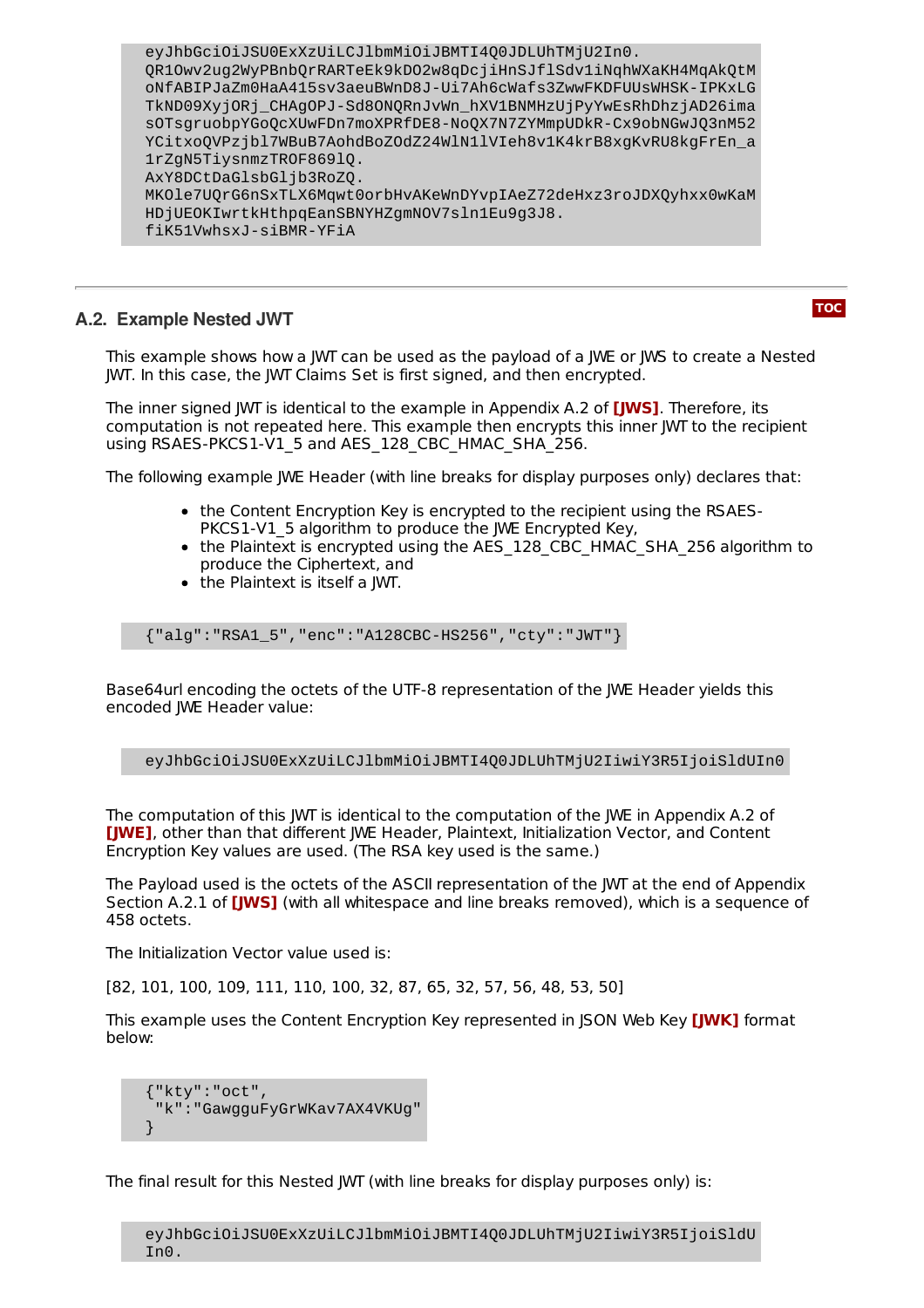```
eyJhbGciOiJSU0ExXzUiLCJlbmMiOiJBMTI4Q0JDLUhTMjU2In0.
QR1Owv2ug2WyPBnbQrRARTeEk9kDO2w8qDcjiHnSJflSdv1iNqhWXaKH4MqAkQtM
oNfABIPJaZm0HaA415sv3aeuBWnD8J-Ui7Ah6cWafs3ZwwFKDFUUsWHSK-IPKxLG
TkND09XyjORj_CHAgOPJ-Sd8ONQRnJvWn_hXV1BNMHzUjPyYwEsRhDhzjAD26ima
sOTsgruobpYGoQcXUwFDn7moXPRfDE8-NoQX7N7ZYMmpUDkR-Cx9obNGwJQ3nM52
YCitxoQVPzjbl7WBuB7AohdBoZOdZ24WlN1lVIeh8v1K4krB8xgKvRU8kgFrEn_a
1rZgN5TiysnmzTROF869lQ.
AxY8DCtDaGlsbGljb3RoZQ.
MKOle7UQrG6nSxTLX6Mqwt0orbHvAKeWnDYvpIAeZ72deHxz3roJDXQyhxx0wKaM
HDjUEOKIwrtkHthpqEanSBNYHZgmNOV7sln1Eu9g3J8.
fiK51VwhsxJ-siBMR-YFiA
```

## A.2. Example Nested JWT

This example shows how a JWT can be used as the payload of a JWE or JWS to create a Nested JWT. In this case, the JWT Claims Set is first signed, and then encrypted.

The inner signed JWT is identical to the example in Appendix A.2 of **[JWS]**. Therefore, its computation is not repeated here. This example then encrypts this inner JWT to the recipient using RSAES-PKCS1-V1_5 and AES_128_CBC_HMAC_SHA_256.

The following example JWE Header (with line breaks for display purposes only) declares that:

- the Content Encryption Key is encrypted to the recipient using the RSAES-PKCS1-V1_5 algorithm to produce the JWE Encrypted Key,
- the Plaintext is encrypted using the AES_128_CBC_HMAC_SHA_256 algorithm to produce the Ciphertext, and
- the Plaintext is itself a JWT.

```
{"alg":"RSA1_5","enc":"A128CBC-HS256","cty":"JWT"}
```

Base64url encoding the octets of the UTF-8 representation of the JWE Header yields this encoded JWE Header value:

```
eyJhbGciOiJSU0ExXzUiLCJlbmMiOiJBMTI4Q0JDLUhTMjU2IiwiY3R5IjoiSldUIn0
```

The computation of this JWT is identical to the computation of the JWE in Appendix A.2 of **[JWE]**, other than that different JWE Header, Plaintext, Initialization Vector, and Content Encryption Key values are used. (The RSA key used is the same.)

The Payload used is the octets of the ASCII representation of the JWT at the end of Appendix Section A.2.1 of **[JWS]** (with all whitespace and line breaks removed), which is a sequence of 458 octets.

The Initialization Vector value used is:

[82, 101, 100, 109, 111, 110, 100, 32, 87, 65, 32, 57, 56, 48, 53, 50]

This example uses the Content Encryption Key represented in JSON Web Key **[JWK]** format below:

```
{"kty":"oct",
 "k":"GawgguFyGrWKav7AX4VKUg"
}
```

The final result for this Nested JWT (with line breaks for display purposes only) is:

```
eyJhbGciOiJSU0ExXzUiLCJlbmMiOiJBMTI4Q0JDLUhTMjU2IiwiY3R5IjoiSldU
In0.
```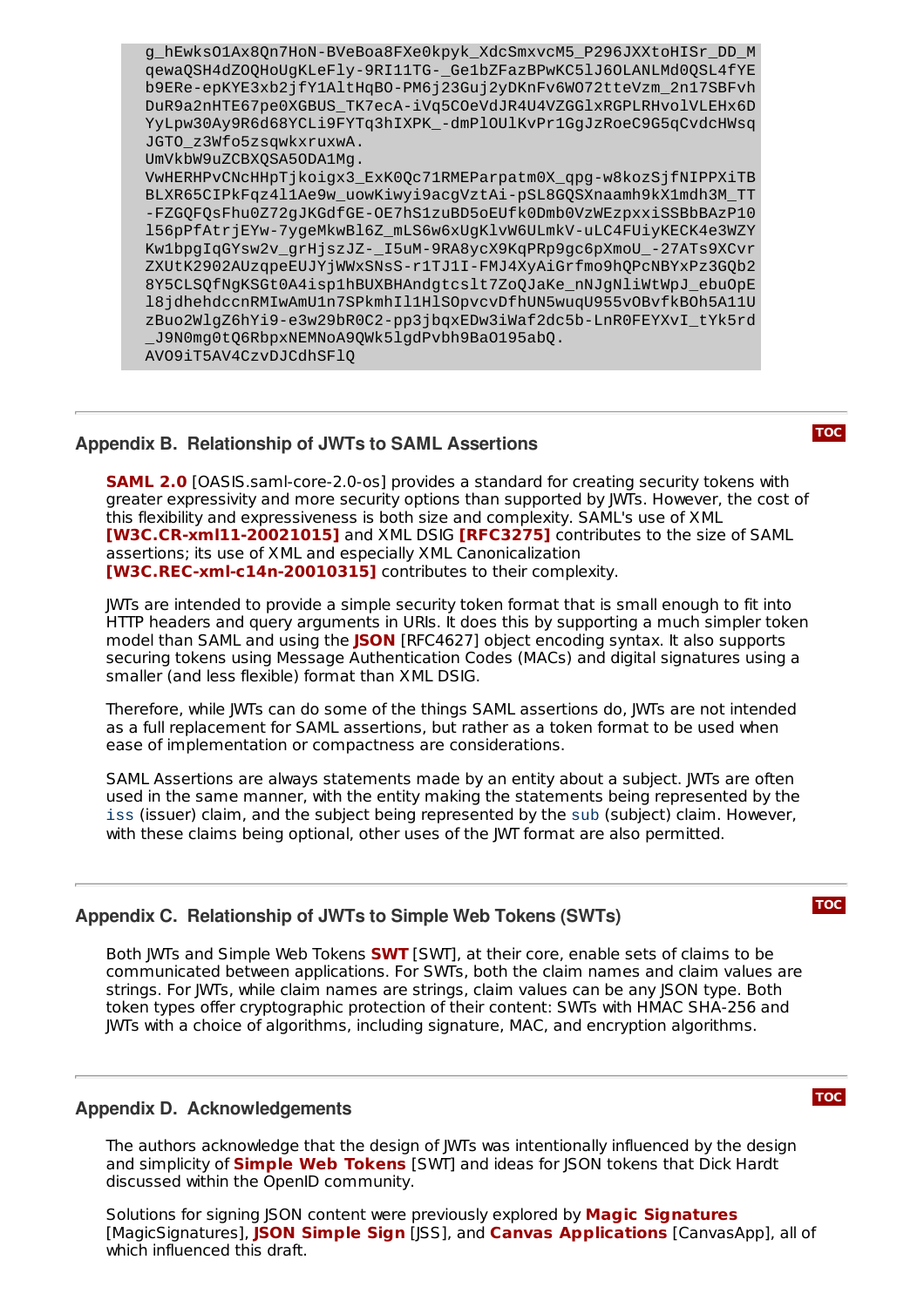```
g_hEwksO1Ax8Qn7HoN-BVeBoa8FXe0kpyk_XdcSmxvcM5_P296JXXtoHISr_DD_M
qewaQSH4dZOQHoUgKLeFly-9RI11TG-_Ge1bZFazBPwKC5lJ6OLANLMd0QSL4fYE
b9ERe-epKYE3xb2jfY1AltHqBO-PM6j23Guj2yDKnFv6WO72tteVzm_2n17SBFvh
DuR9a2nHTE67pe0XGBUS_TK7ecA-iVq5COeVdJR4U4VZGGlxRGPLRHvolVLEHx6D
YyLpw30Ay9R6d68YCLi9FYTq3hIXPK_-dmPlOUlKvPr1GgJzRoeC9G5qCvdcHWsq
JGTO_z3Wfo5zsqwkxruxwA.
UmVkbW9uZCBXQSA5ODA1Mg.
VwHERHPvCNcHHpTjkoigx3_ExK0Qc71RMEParpatm0X_qpg-w8kozSjfNIPPXiTB
BLXR65CIPkFqz4l1Ae9w_uowKiwyi9acgVztAi-pSL8GQSXnaamh9kX1mdh3M_TT
-FZGQFQsFhu0Z72gJKGdfGE-OE7hS1zuBD5oEUfk0Dmb0VzWEzpxxiSSBbBAzP10
l56pPfAtrjEYw-7ygeMkwBl6Z_mLS6w6xUgKlvW6ULmkV-uLC4FUiyKECK4e3WZY
Kw1bpgIqGYsw2v_grHjszJZ-_I5uM-9RA8ycX9KqPRp9gc6pXmoU_-27ATs9XCvr
ZXUtK2902AUzqpeEUJYjWWxSNsS-r1TJ1I-FMJ4XyAiGrfmo9hQPcNBYxPz3GQb2
8Y5CLSQfNgKSGt0A4isp1hBUXBHAndgtcslt7ZoQJaKe_nNJgNliWtWpJ_ebuOpE
l8jdhehdccnRMIwAmU1n7SPkmhIl1HlSOpvcvDfhUN5wuqU955vOBvfkBOh5A11U
zBuo2WlgZ6hYi9-e3w29bR0C2-pp3jbqxEDw3iWaf2dc5b-LnR0FEYXvI_tYk5rd
_J9N0mg0tQ6RbpxNEMNoA9QWk5lgdPvbh9BaO195abQ.
AVO9iT5AV4CzvDJCdhSFlQ
```

## Appendix B. Relationship of JWTs to SAML Assertions

**SAML 2.0** [OASIS.saml-core-2.0-os] provides a standard for creating security tokens with greater expressivity and more security options than supported by JWTs. However, the cost of this flexibility and expressiveness is both size and complexity. SAML's use of XML **[W3C.CR-xml11-20021015]** and XML DSIG **[RFC3275]** contributes to the size of SAML assertions; its use of XML and especially XML Canonicalization **[W3C.REC-xml-c14n-20010315]** contributes to their complexity.

JWTs are intended to provide a simple security token format that is small enough to fit into HTTP headers and query arguments in URIs. It does this by supporting a much simpler token model than SAML and using the **JSON** [RFC4627] object encoding syntax. It also supports securing tokens using Message Authentication Codes (MACs) and digital signatures using a smaller (and less flexible) format than XML DSIG.

Therefore, while JWTs can do some of the things SAML assertions do, JWTs are not intended as a full replacement for SAML assertions, but rather as a token format to be used when ease of implementation or compactness are considerations.

SAML Assertions are always statements made by an entity about a subject. JWTs are often used in the same manner, with the entity making the statements being represented by the `iss` (issuer) claim, and the subject being represented by the `sub` (subject) claim. However, with these claims being optional, other uses of the JWT format are also permitted.

## Appendix C. Relationship of JWTs to Simple Web Tokens (SWTs)

Both JWTs and Simple Web Tokens **SWT** [SWT], at their core, enable sets of claims to be communicated between applications. For SWTs, both the claim names and claim values are strings. For JWTs, while claim names are strings, claim values can be any JSON type. Both token types offer cryptographic protection of their content: SWTs with HMAC SHA-256 and JWTs with a choice of algorithms, including signature, MAC, and encryption algorithms.

## Appendix D. Acknowledgements

The authors acknowledge that the design of JWTs was intentionally influenced by the design and simplicity of **Simple Web Tokens** [SWT] and ideas for JSON tokens that Dick Hardt discussed within the OpenID community.

Solutions for signing JSON content were previously explored by **Magic Signatures** [MagicSignatures], **JSON Simple Sign** [JSS], and **Canvas Applications** [CanvasApp], all of which influenced this draft.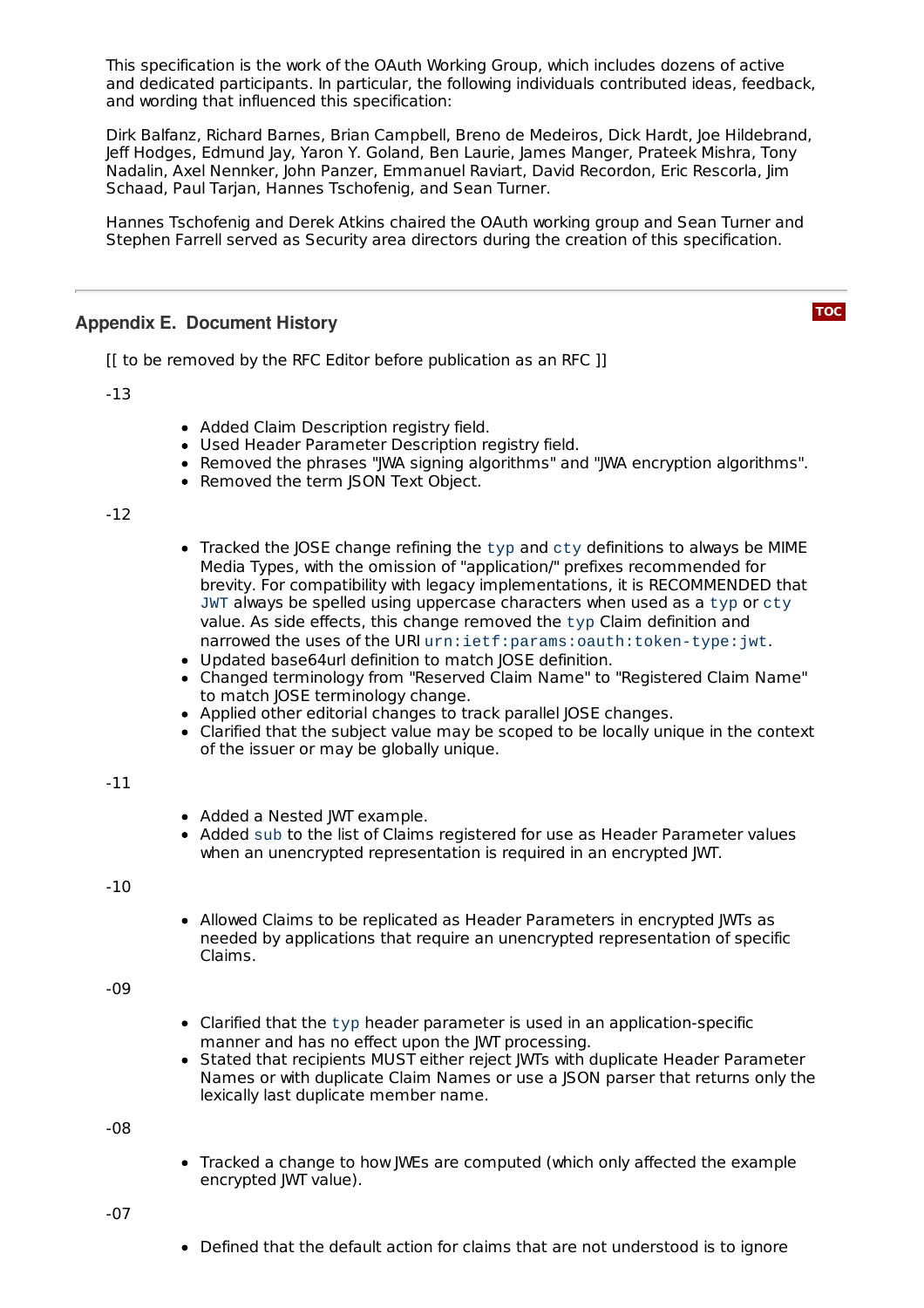This specification is the work of the OAuth Working Group, which includes dozens of active and dedicated participants. In particular, the following individuals contributed ideas, feedback, and wording that influenced this specification:

Dirk Balfanz, Richard Barnes, Brian Campbell, Breno de Medeiros, Dick Hardt, Joe Hildebrand, Jeff Hodges, Edmund Jay, Yaron Y. Goland, Ben Laurie, James Manger, Prateek Mishra, Tony Nadalin, Axel Nennker, John Panzer, Emmanuel Raviart, David Recordon, Eric Rescorla, Jim Schaad, Paul Tarjan, Hannes Tschofenig, and Sean Turner.

Hannes Tschofenig and Derek Atkins chaired the OAuth working group and Sean Turner and Stephen Farrell served as Security area directors during the creation of this specification.

## Appendix E. Document History

[[ to be removed by the RFC Editor before publication as an RFC ]]

-13

- Added Claim Description registry field.
- Used Header Parameter Description registry field.
- Removed the phrases "JWA signing algorithms" and "JWA encryption algorithms".
- Removed the term JSON Text Object.

-12

- Tracked the JOSE change refining the `typ` and `cty` definitions to always be MIME Media Types, with the omission of "application/" prefixes recommended for brevity. For compatibility with legacy implementations, it is RECOMMENDED that `JWT` always be spelled using uppercase characters when used as a `typ` or `cty` value. As side effects, this change removed the `typ` Claim definition and narrowed the uses of the URI `urn:ietf:params:oauth:token-type:jwt`.
- Updated base64url definition to match JOSE definition.
- Changed terminology from "Reserved Claim Name" to "Registered Claim Name" to match JOSE terminology change.
- Applied other editorial changes to track parallel JOSE changes.
- Clarified that the subject value may be scoped to be locally unique in the context of the issuer or may be globally unique.

-11

- Added a Nested JWT example.
- Added `sub` to the list of Claims registered for use as Header Parameter values when an unencrypted representation is required in an encrypted JWT.

-10

- Allowed Claims to be replicated as Header Parameters in encrypted JWTs as needed by applications that require an unencrypted representation of specific Claims.

-09

- Clarified that the `typ` header parameter is used in an application-specific manner and has no effect upon the JWT processing.
- Stated that recipients MUST either reject JWTs with duplicate Header Parameter Names or with duplicate Claim Names or use a JSON parser that returns only the lexically last duplicate member name.

-08

- Tracked a change to how JWEs are computed (which only affected the example encrypted JWT value).

-07

- Defined that the default action for claims that are not understood is to ignore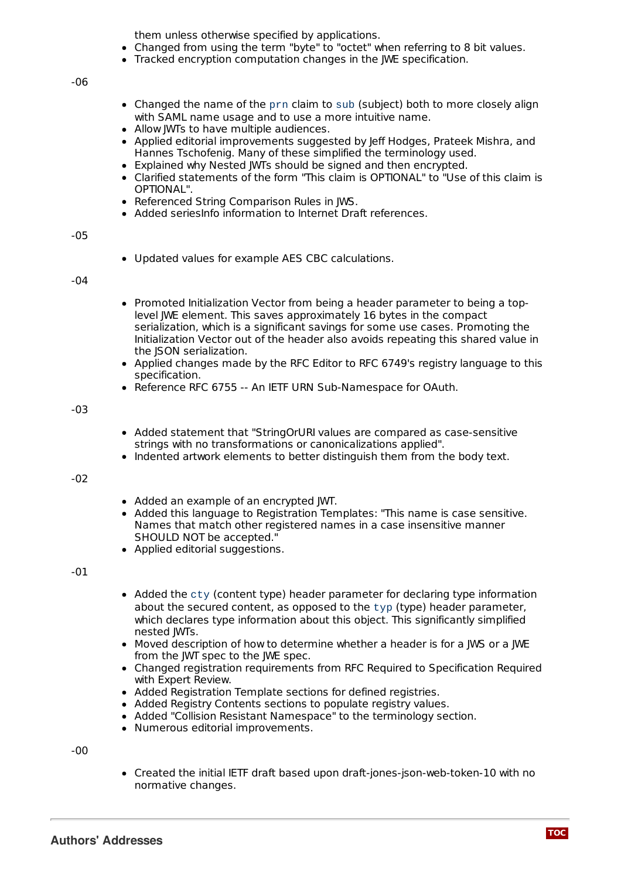them unless otherwise specified by applications.

- Changed from using the term "byte" to "octet" when referring to 8 bit values.
- Tracked encryption computation changes in the JWE specification.

-06

- Changed the name of the `prn` claim to `sub` (subject) both to more closely align with SAML name usage and to use a more intuitive name.
- Allow JWTs to have multiple audiences.
- Applied editorial improvements suggested by Jeff Hodges, Prateek Mishra, and Hannes Tschofenig. Many of these simplified the terminology used.
- Explained why Nested JWTs should be signed and then encrypted.
- Clarified statements of the form "This claim is OPTIONAL" to "Use of this claim is OPTIONAL".
- Referenced String Comparison Rules in JWS.
- Added seriesInfo information to Internet Draft references.

-05

- Updated values for example AES CBC calculations.

-04

- Promoted Initialization Vector from being a header parameter to being a top-level JWE element. This saves approximately 16 bytes in the compact serialization, which is a significant savings for some use cases. Promoting the Initialization Vector out of the header also avoids repeating this shared value in the JSON serialization.
- Applied changes made by the RFC Editor to RFC 6749's registry language to this specification.
- Reference RFC 6755 -- An IETF URN Sub-Namespace for OAuth.

-03

- Added statement that "StringOrURI values are compared as case-sensitive strings with no transformations or canonicalizations applied".
- Indented artwork elements to better distinguish them from the body text.

-02

- Added an example of an encrypted JWT.
- Added this language to Registration Templates: "This name is case sensitive. Names that match other registered names in a case insensitive manner SHOULD NOT be accepted."
- Applied editorial suggestions.

-01

- Added the `cty` (content type) header parameter for declaring type information about the secured content, as opposed to the `typ` (type) header parameter, which declares type information about this object. This significantly simplified nested JWTs.
- Moved description of how to determine whether a header is for a JWS or a JWE from the JWT spec to the JWE spec.
- Changed registration requirements from RFC Required to Specification Required with Expert Review.
- Added Registration Template sections for defined registries.
- Added Registry Contents sections to populate registry values.
- Added "Collision Resistant Namespace" to the terminology section.
- Numerous editorial improvements.

-00

- Created the initial IETF draft based upon draft-jones-json-web-token-10 with no normative changes.

## Authors' Addresses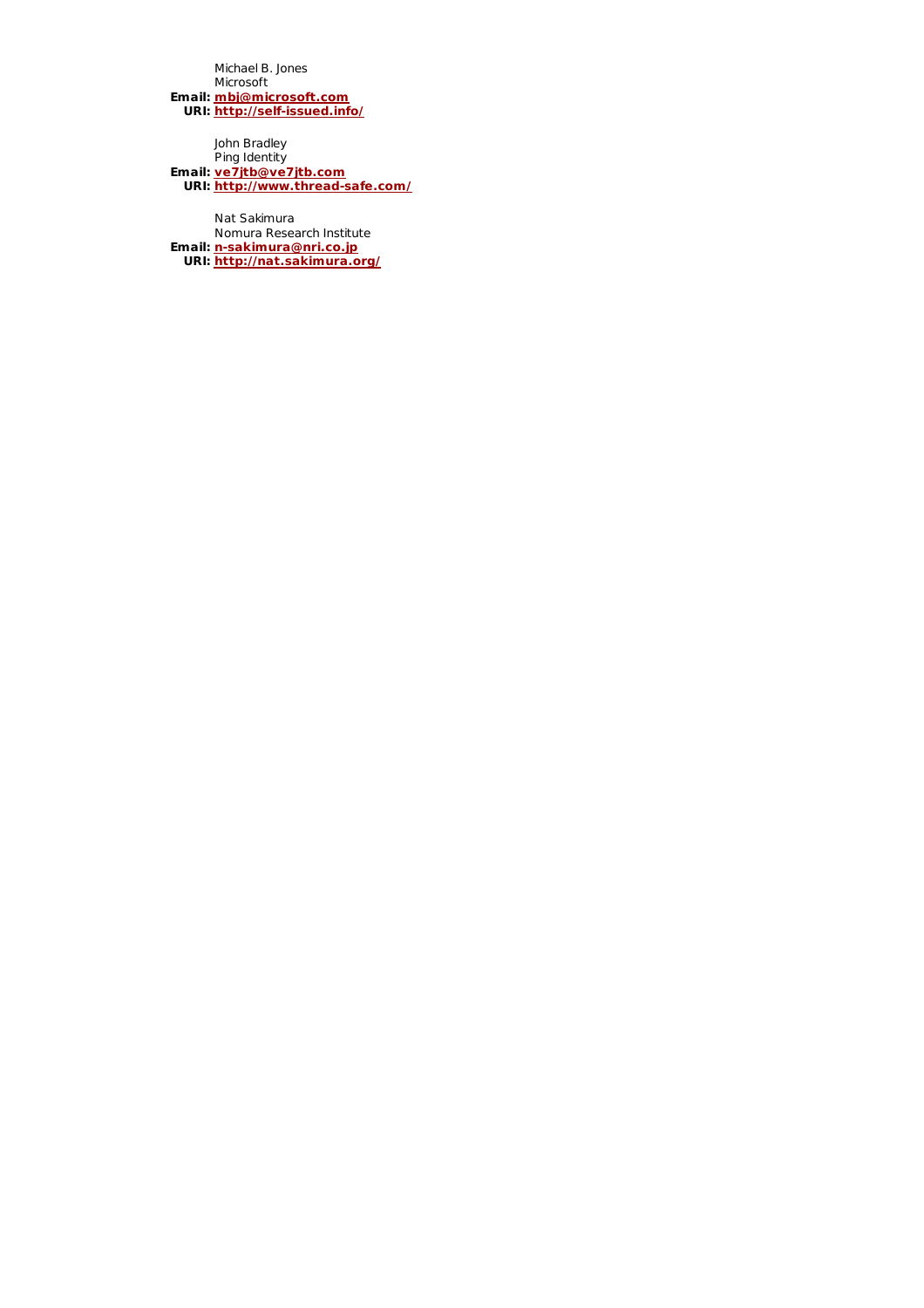Michael B. Jones
Microsoft
**Email:** mbj@microsoft.com
**URI:** http://self-issued.info/

John Bradley
Ping Identity
**Email:** ve7jtb@ve7jtb.com
**URI:** http://www.thread-safe.com/

Nat Sakimura
Nomura Research Institute
**Email:** n-sakimura@nri.co.jp
**URI:** http://nat.sakimura.org/